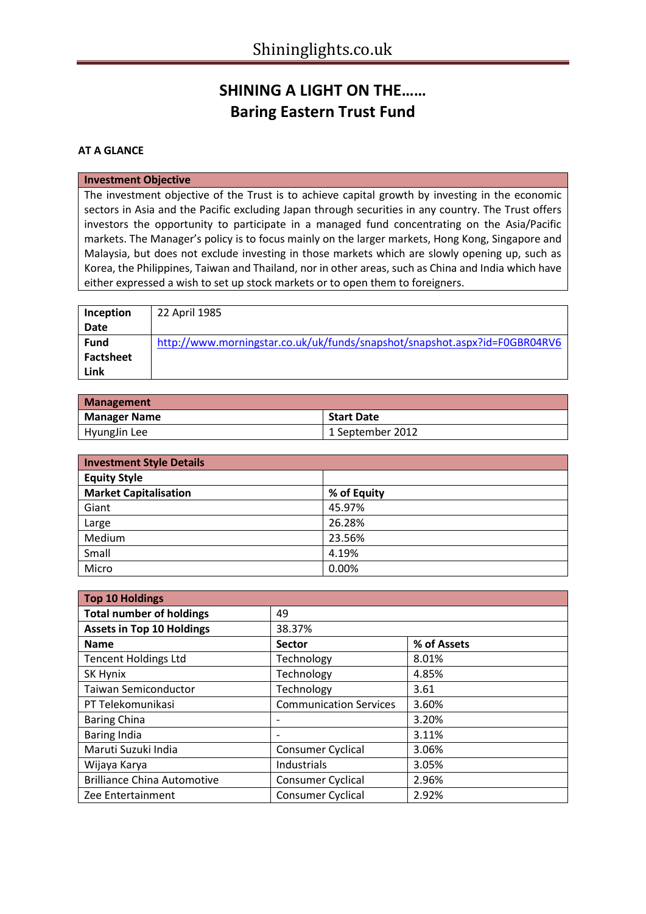# SHINING A LIGHT ON THE……
# Baring Eastern Trust Fund

**AT A GLANCE**

| **Investment Objective** |
|---|
| The investment objective of the Trust is to achieve capital growth by investing in the economic sectors in Asia and the Pacific excluding Japan through securities in any country. The Trust offers investors the opportunity to participate in a managed fund concentrating on the Asia/Pacific markets. The Manager's policy is to focus mainly on the larger markets, Hong Kong, Singapore and Malaysia, but does not exclude investing in those markets which are slowly opening up, such as Korea, the Philippines, Taiwan and Thailand, nor in other areas, such as China and India which have either expressed a wish to set up stock markets or to open them to foreigners. |

| | |
|---|---|
| **Inception Date** | 22 April 1985 |
| **Fund Factsheet Link** | http://www.morningstar.co.uk/uk/funds/snapshot/snapshot.aspx?id=F0GBR04RV6 |

| **Management** | |
|---|---|
| **Manager Name** | **Start Date** |
| HyungJin Lee | 1 September 2012 |

| **Investment Style Details** | |
|---|---|
| **Equity Style** | |
| **Market Capitalisation** | **% of Equity** |
| Giant | 45.97% |
| Large | 26.28% |
| Medium | 23.56% |
| Small | 4.19% |
| Micro | 0.00% |

| **Top 10 Holdings** | | |
|---|---|---|
| **Total number of holdings** | 49 | |
| **Assets in Top 10 Holdings** | 38.37% | |
| **Name** | **Sector** | **% of Assets** |
| Tencent Holdings Ltd | Technology | 8.01% |
| SK Hynix | Technology | 4.85% |
| Taiwan Semiconductor | Technology | 3.61 |
| PT Telekomunikasi | Communication Services | 3.60% |
| Baring China | - | 3.20% |
| Baring India | - | 3.11% |
| Maruti Suzuki India | Consumer Cyclical | 3.06% |
| Wijaya Karya | Industrials | 3.05% |
| Brilliance China Automotive | Consumer Cyclical | 2.96% |
| Zee Entertainment | Consumer Cyclical | 2.92% |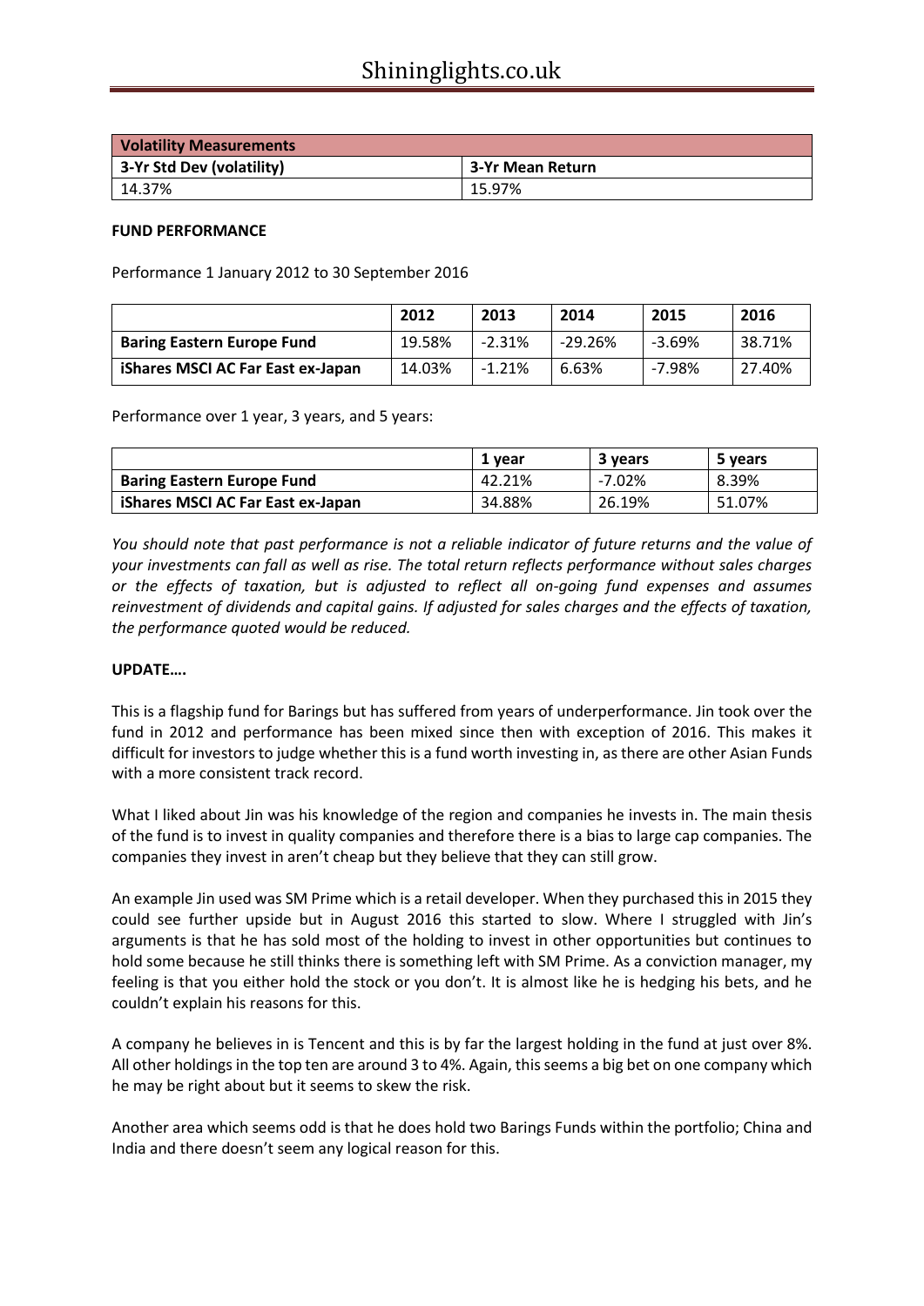| Volatility Measurements | |
|---|---|
| **3-Yr Std Dev (volatility)** | **3-Yr Mean Return** |
| 14.37% | 15.97% |

**FUND PERFORMANCE**

Performance 1 January 2012 to 30 September 2016

| | 2012 | 2013 | 2014 | 2015 | 2016 |
|---|---|---|---|---|---|
| **Baring Eastern Europe Fund** | 19.58% | -2.31% | -29.26% | -3.69% | 38.71% |
| **iShares MSCI AC Far East ex-Japan** | 14.03% | -1.21% | 6.63% | -7.98% | 27.40% |

Performance over 1 year, 3 years, and 5 years:

| | 1 year | 3 years | 5 years |
|---|---|---|---|
| **Baring Eastern Europe Fund** | 42.21% | -7.02% | 8.39% |
| **iShares MSCI AC Far East ex-Japan** | 34.88% | 26.19% | 51.07% |

*You should note that past performance is not a reliable indicator of future returns and the value of your investments can fall as well as rise. The total return reflects performance without sales charges or the effects of taxation, but is adjusted to reflect all on-going fund expenses and assumes reinvestment of dividends and capital gains. If adjusted for sales charges and the effects of taxation, the performance quoted would be reduced.*

**UPDATE….**

This is a flagship fund for Barings but has suffered from years of underperformance. Jin took over the fund in 2012 and performance has been mixed since then with exception of 2016. This makes it difficult for investors to judge whether this is a fund worth investing in, as there are other Asian Funds with a more consistent track record.

What I liked about Jin was his knowledge of the region and companies he invests in. The main thesis of the fund is to invest in quality companies and therefore there is a bias to large cap companies. The companies they invest in aren't cheap but they believe that they can still grow.

An example Jin used was SM Prime which is a retail developer. When they purchased this in 2015 they could see further upside but in August 2016 this started to slow. Where I struggled with Jin's arguments is that he has sold most of the holding to invest in other opportunities but continues to hold some because he still thinks there is something left with SM Prime. As a conviction manager, my feeling is that you either hold the stock or you don't. It is almost like he is hedging his bets, and he couldn't explain his reasons for this.

A company he believes in is Tencent and this is by far the largest holding in the fund at just over 8%. All other holdings in the top ten are around 3 to 4%. Again, this seems a big bet on one company which he may be right about but it seems to skew the risk.

Another area which seems odd is that he does hold two Barings Funds within the portfolio; China and India and there doesn't seem any logical reason for this.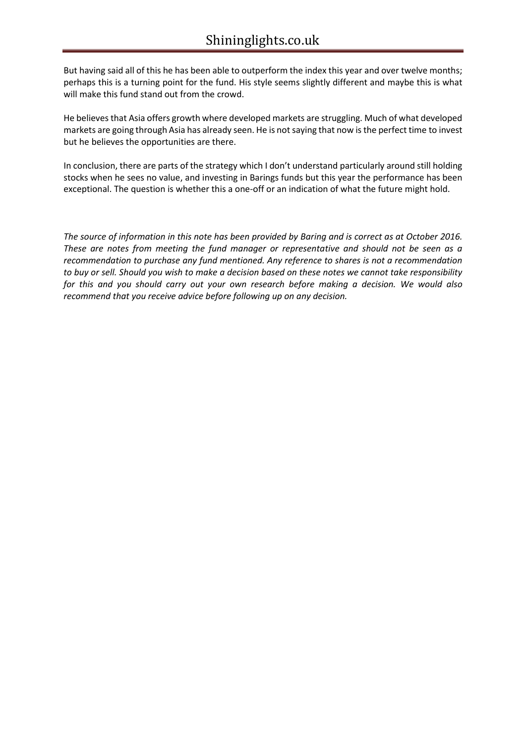But having said all of this he has been able to outperform the index this year and over twelve months; perhaps this is a turning point for the fund. His style seems slightly different and maybe this is what will make this fund stand out from the crowd.

He believes that Asia offers growth where developed markets are struggling. Much of what developed markets are going through Asia has already seen. He is not saying that now is the perfect time to invest but he believes the opportunities are there.

In conclusion, there are parts of the strategy which I don't understand particularly around still holding stocks when he sees no value, and investing in Barings funds but this year the performance has been exceptional. The question is whether this a one-off or an indication of what the future might hold.

*The source of information in this note has been provided by Baring and is correct as at October 2016. These are notes from meeting the fund manager or representative and should not be seen as a recommendation to purchase any fund mentioned. Any reference to shares is not a recommendation to buy or sell. Should you wish to make a decision based on these notes we cannot take responsibility for this and you should carry out your own research before making a decision. We would also recommend that you receive advice before following up on any decision.*